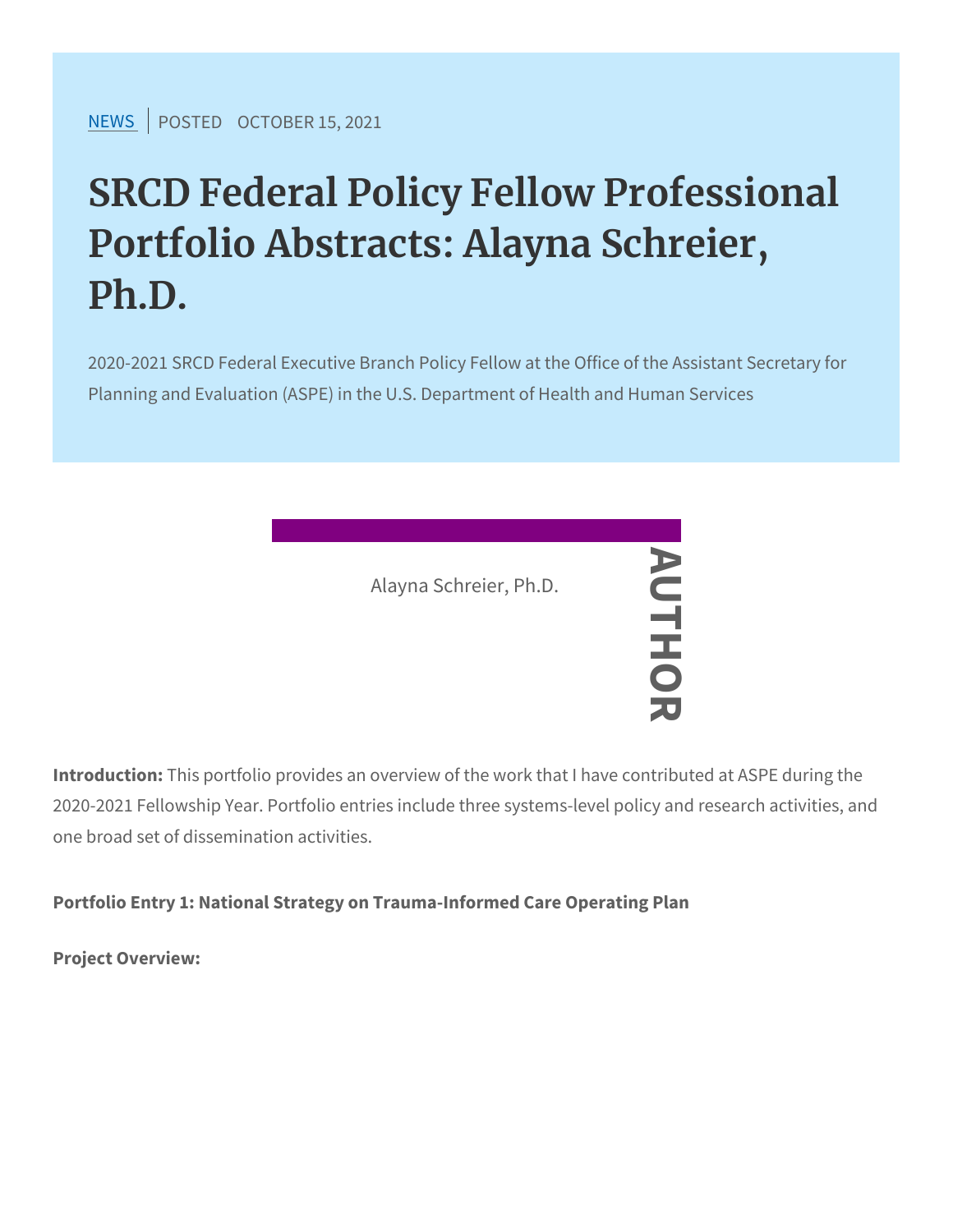NEWS | POSTED OCTOBER 15, 2021

# SRCD Federal Policy Fellow Professional Portfolio Abstracts: Alayna Schreier, Ph.D.

2020-2021 SRCD Federal Executive Branch Policy Fellow at the Office of the Assistant Secretary for Planning and Evaluation (ASPE) in the U.S. Department of Health and Human Services

AUTHOR

Alayna Schreier, Ph.D.

**Introduction:** This portfolio provides an overview of the work that I have contributed at ASPE during the 2020-2021 Fellowship Year. Portfolio entries include three systems-level policy and research activities, and one broad set of dissemination activities.

**Portfolio Entry 1: National Strategy on Trauma-Informed Care Operating Plan**

**Project Overview:**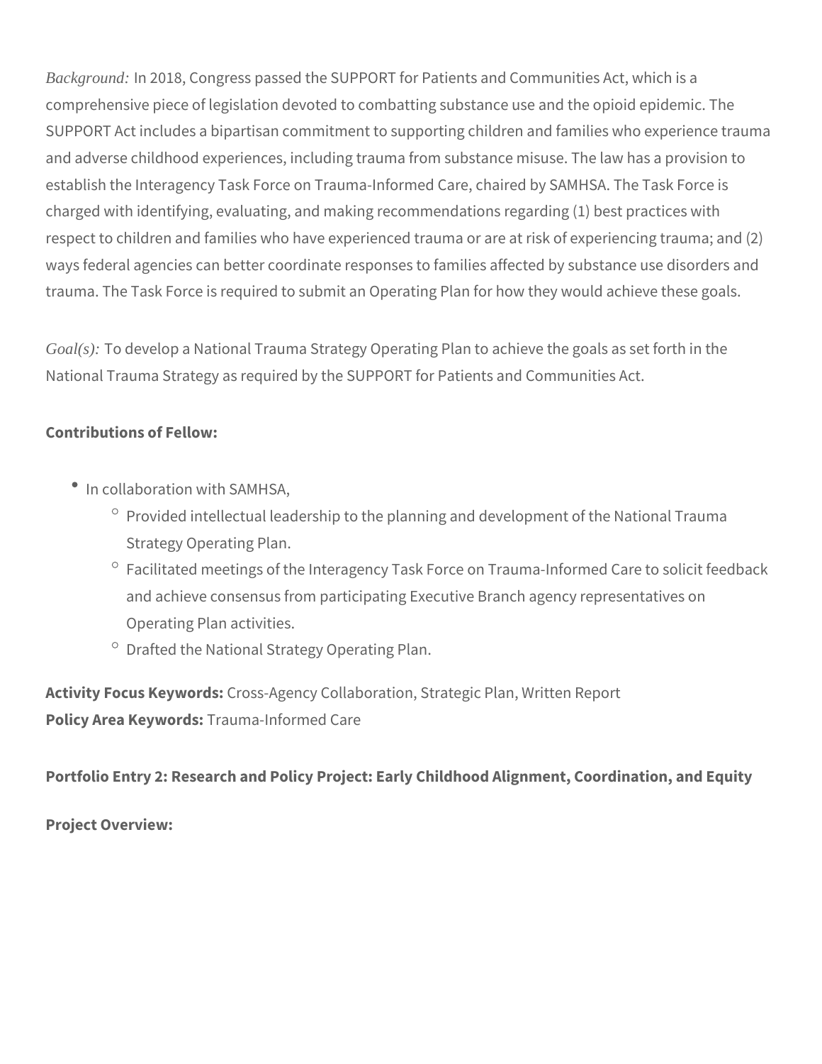*Background:* In 2018, Congress passed the SUPPORT for Patients and Communities Act, which is a comprehensive piece of legislation devoted to combatting substance use and the opioid epidemic. The SUPPORT Act includes a bipartisan commitment to supporting children and families who experience trauma and adverse childhood experiences, including trauma from substance misuse. The law has a provision to establish the Interagency Task Force on Trauma-Informed Care, chaired by SAMHSA. The Task Force is charged with identifying, evaluating, and making recommendations regarding (1) best practices with respect to children and families who have experienced trauma or are at risk of experiencing trauma; and (2) ways federal agencies can better coordinate responses to families affected by substance use disorders and trauma. The Task Force is required to submit an Operating Plan for how they would achieve these goals.

*Goal(s):* To develop a National Trauma Strategy Operating Plan to achieve the goals as set forth in the National Trauma Strategy as required by the SUPPORT for Patients and Communities Act.

**Contributions of Fellow:**

- In collaboration with SAMHSA,
  - Provided intellectual leadership to the planning and development of the National Trauma Strategy Operating Plan.
  - Facilitated meetings of the Interagency Task Force on Trauma-Informed Care to solicit feedback and achieve consensus from participating Executive Branch agency representatives on Operating Plan activities.
  - Drafted the National Strategy Operating Plan.

**Activity Focus Keywords:** Cross-Agency Collaboration, Strategic Plan, Written Report
**Policy Area Keywords:** Trauma-Informed Care

**Portfolio Entry 2: Research and Policy Project: Early Childhood Alignment, Coordination, and Equity**

**Project Overview:**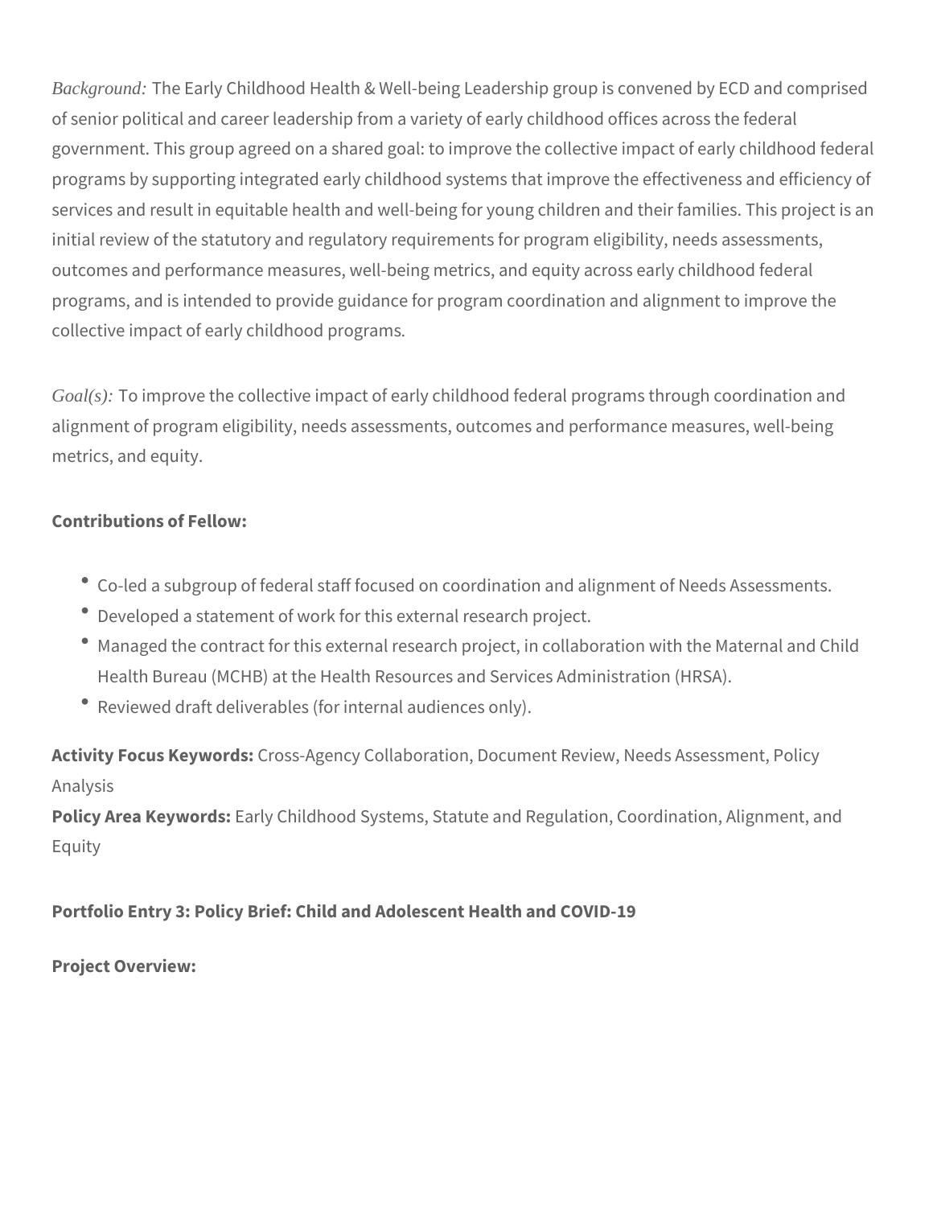*Background:* The Early Childhood Health & Well-being Leadership group is convened by ECD and comprised of senior political and career leadership from a variety of early childhood offices across the federal government. This group agreed on a shared goal: to improve the collective impact of early childhood federal programs by supporting integrated early childhood systems that improve the effectiveness and efficiency of services and result in equitable health and well-being for young children and their families. This project is an initial review of the statutory and regulatory requirements for program eligibility, needs assessments, outcomes and performance measures, well-being metrics, and equity across early childhood federal programs, and is intended to provide guidance for program coordination and alignment to improve the collective impact of early childhood programs.

*Goal(s):* To improve the collective impact of early childhood federal programs through coordination and alignment of program eligibility, needs assessments, outcomes and performance measures, well-being metrics, and equity.

**Contributions of Fellow:**

- Co-led a subgroup of federal staff focused on coordination and alignment of Needs Assessments.
- Developed a statement of work for this external research project.
- Managed the contract for this external research project, in collaboration with the Maternal and Child Health Bureau (MCHB) at the Health Resources and Services Administration (HRSA).
- Reviewed draft deliverables (for internal audiences only).

**Activity Focus Keywords:** Cross-Agency Collaboration, Document Review, Needs Assessment, Policy Analysis
**Policy Area Keywords:** Early Childhood Systems, Statute and Regulation, Coordination, Alignment, and Equity

**Portfolio Entry 3: Policy Brief: Child and Adolescent Health and COVID-19**

**Project Overview:**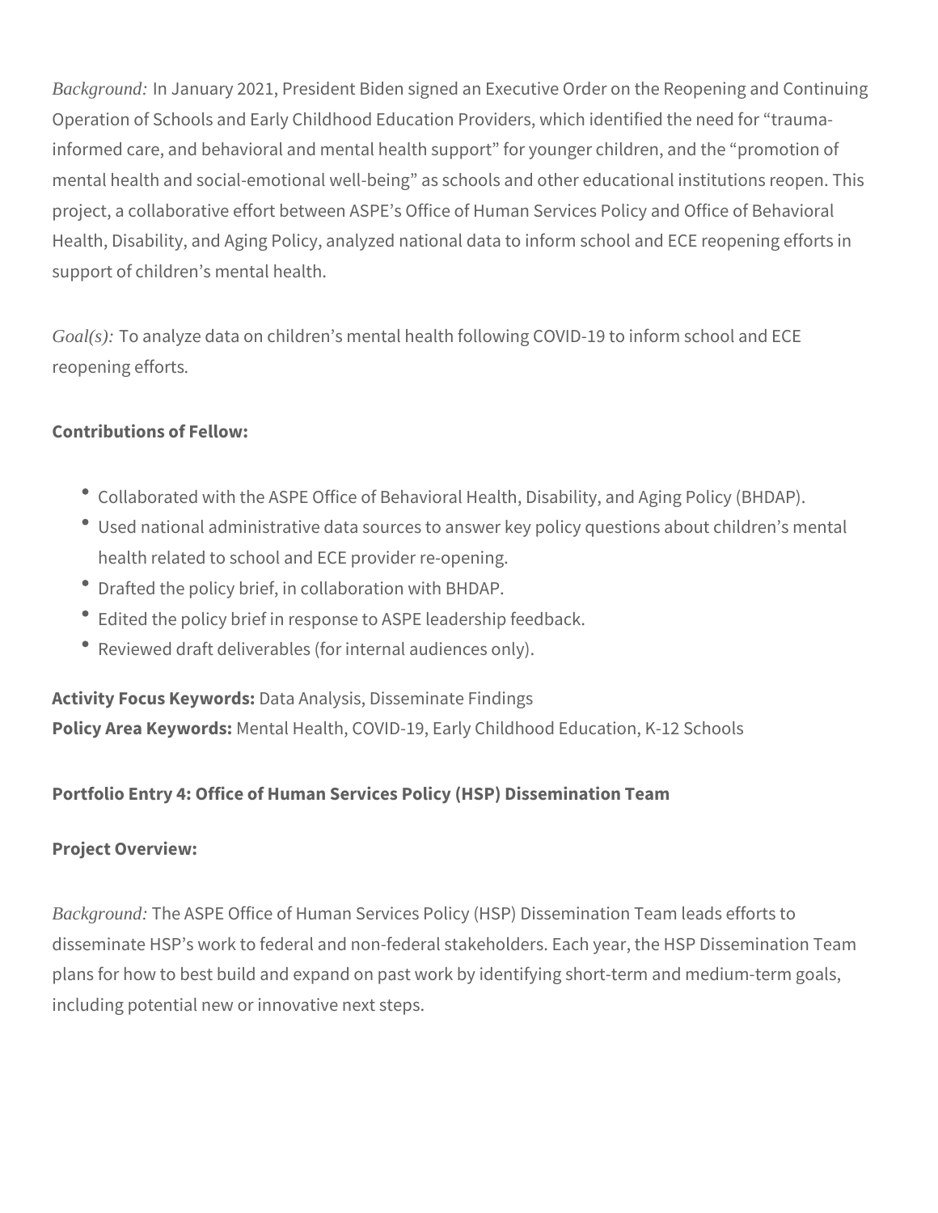*Background:* In January 2021, President Biden signed an Executive Order on the Reopening and Continuing Operation of Schools and Early Childhood Education Providers, which identified the need for "trauma-informed care, and behavioral and mental health support" for younger children, and the "promotion of mental health and social-emotional well-being" as schools and other educational institutions reopen. This project, a collaborative effort between ASPE's Office of Human Services Policy and Office of Behavioral Health, Disability, and Aging Policy, analyzed national data to inform school and ECE reopening efforts in support of children's mental health.

*Goal(s):* To analyze data on children's mental health following COVID-19 to inform school and ECE reopening efforts.

**Contributions of Fellow:**

- Collaborated with the ASPE Office of Behavioral Health, Disability, and Aging Policy (BHDAP).
- Used national administrative data sources to answer key policy questions about children's mental health related to school and ECE provider re-opening.
- Drafted the policy brief, in collaboration with BHDAP.
- Edited the policy brief in response to ASPE leadership feedback.
- Reviewed draft deliverables (for internal audiences only).

**Activity Focus Keywords:** Data Analysis, Disseminate Findings
**Policy Area Keywords:** Mental Health, COVID-19, Early Childhood Education, K-12 Schools

**Portfolio Entry 4: Office of Human Services Policy (HSP) Dissemination Team**

**Project Overview:**

*Background:* The ASPE Office of Human Services Policy (HSP) Dissemination Team leads efforts to disseminate HSP's work to federal and non-federal stakeholders. Each year, the HSP Dissemination Team plans for how to best build and expand on past work by identifying short-term and medium-term goals, including potential new or innovative next steps.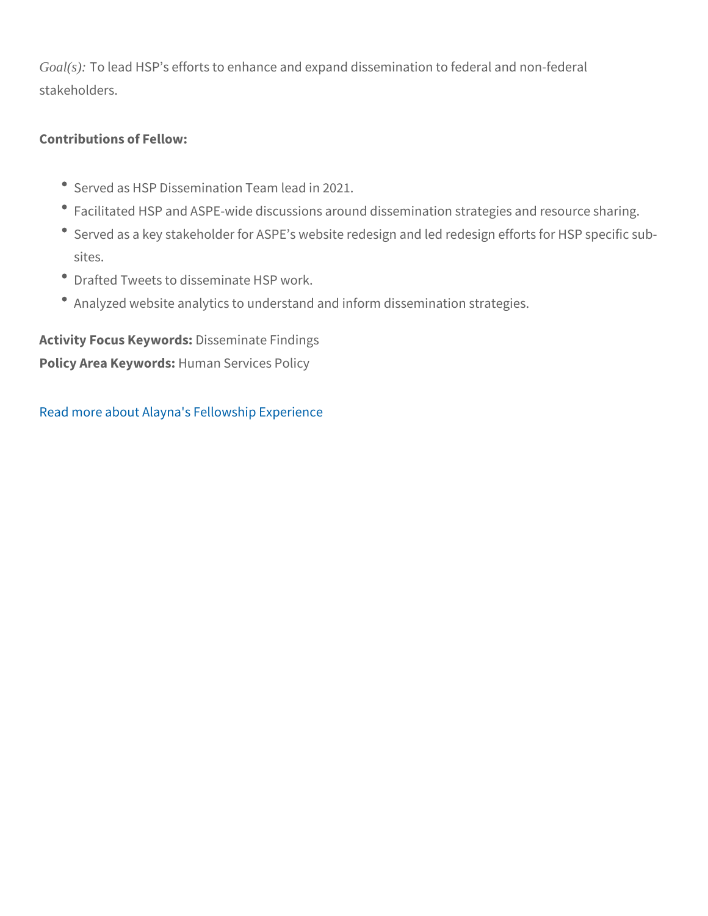*Goal(s):* To lead HSP's efforts to enhance and expand dissemination to federal and non-federal stakeholders.

**Contributions of Fellow:**

- Served as HSP Dissemination Team lead in 2021.
- Facilitated HSP and ASPE-wide discussions around dissemination strategies and resource sharing.
- Served as a key stakeholder for ASPE's website redesign and led redesign efforts for HSP specific sub-sites.
- Drafted Tweets to disseminate HSP work.
- Analyzed website analytics to understand and inform dissemination strategies.

**Activity Focus Keywords:** Disseminate Findings
**Policy Area Keywords:** Human Services Policy

Read more about Alayna's Fellowship Experience